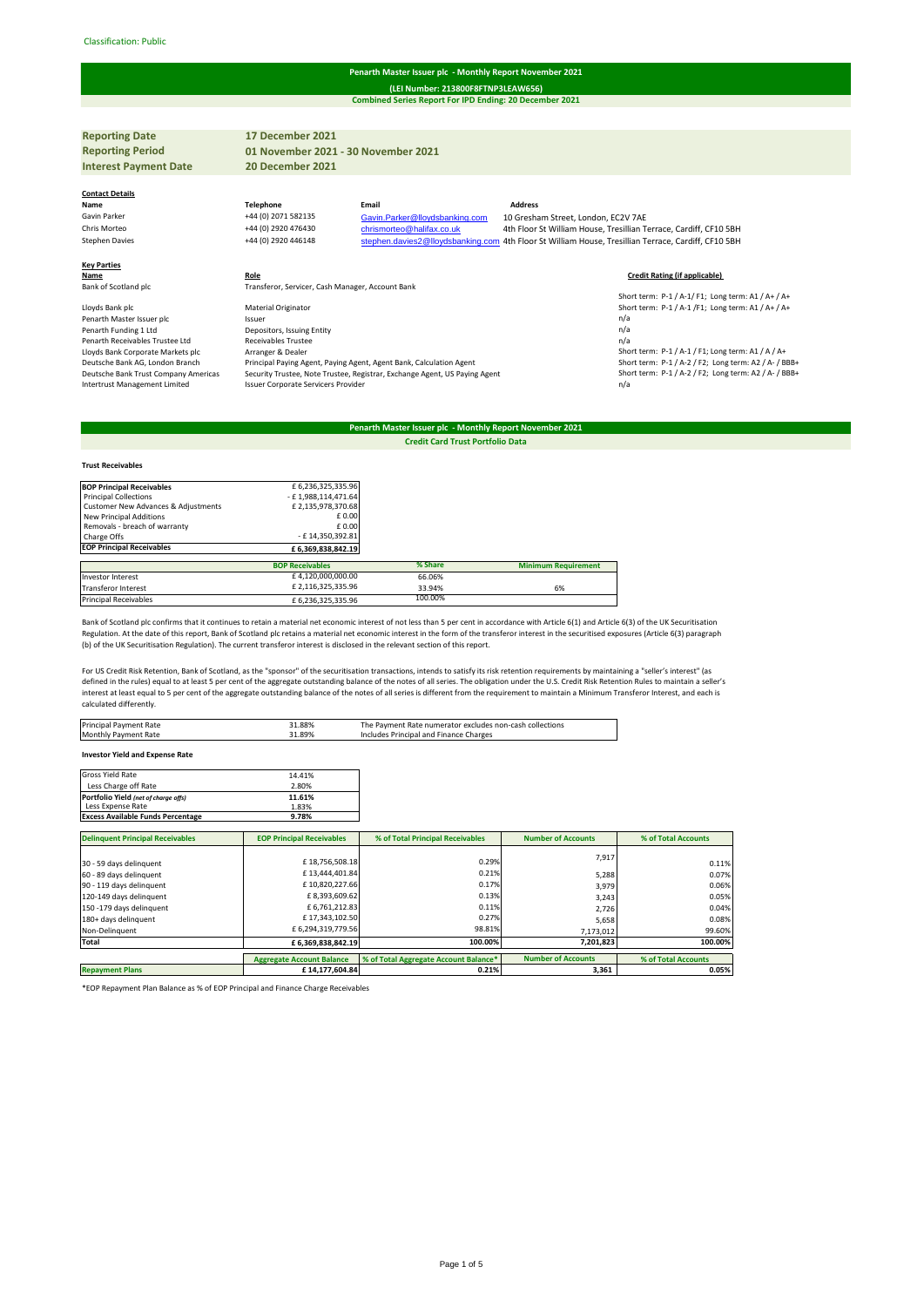Classification: Public

# Penarth Master Issuer plc - Monthly Report November 2021

**(LEI Number: 213800F8FTNP3LEAW656)**

**Combined Series Report For IPD Ending: 20 December 2021**

| | |
|---|---|
| **Reporting Date** | **17 December 2021** |
| **Reporting Period** | **01 November 2021 - 30 November 2021** |
| **Interest Payment Date** | **20 December 2021** |

**Contact Details**

| Name | Telephone | Email | Address |
|---|---|---|---|
| Gavin Parker | +44 (0) 2071 582135 | Gavin.Parker@lloydsbanking.com | 10 Gresham Street, London, EC2V 7AE |
| Chris Morteo | +44 (0) 2920 476430 | chrismorteo@halifax.co.uk | 4th Floor St William House, Tresillian Terrace, Cardiff, CF10 5BH |
| Stephen Davies | +44 (0) 2920 446148 | stephen.davies2@lloydsbanking.com | 4th Floor St William House, Tresillian Terrace, Cardiff, CF10 5BH |

**Key Parties**

| Name | Role | Credit Rating (if applicable) |
|---|---|---|
| Bank of Scotland plc | Transferor, Servicer, Cash Manager, Account Bank | Short term: P-1 / A-1/ F1; Long term: A1 / A+ / A+ |
| Lloyds Bank plc | Material Originator | Short term: P-1 / A-1 /F1; Long term: A1 / A+ / A+ |
| Penarth Master Issuer plc | Issuer | n/a |
| Penarth Funding 1 Ltd | Depositors, Issuing Entity | n/a |
| Penarth Receivables Trustee Ltd | Receivables Trustee | n/a |
| Lloyds Bank Corporate Markets plc | Arranger & Dealer | Short term: P-1 / A-1 / F1; Long term: A1 / A / A+ |
| Deutsche Bank AG, London Branch | Principal Paying Agent, Paying Agent, Agent Bank, Calculation Agent | Short term: P-1 / A-2 / F2; Long term: A2 / A- / BBB+ |
| Deutsche Bank Trust Company Americas | Security Trustee, Note Trustee, Registrar, Exchange Agent, US Paying Agent | Short term: P-1 / A-2 / F2; Long term: A2 / A- / BBB+ |
| Intertrust Management Limited | Issuer Corporate Servicers Provider | n/a |

# Penarth Master Issuer plc - Monthly Report November 2021

**Credit Card Trust Portfolio Data**

**Trust Receivables**

| | |
|---|---|
| **BOP Principal Receivables** | £ 6,236,325,335.96 |
| Principal Collections | - £ 1,988,114,471.64 |
| Customer New Advances & Adjustments | £ 2,135,978,370.68 |
| New Principal Additions | £ 0.00 |
| Removals - breach of warranty | £ 0.00 |
| Charge Offs | - £ 14,350,392.81 |
| **EOP Principal Receivables** | **£ 6,369,838,842.19** |

| | BOP Receivables | % Share | Minimum Requirement |
|---|---|---|---|
| Investor Interest | £ 4,120,000,000.00 | 66.06% | |
| Transferor Interest | £ 2,116,325,335.96 | 33.94% | 6% |
| Principal Receivables | £ 6,236,325,335.96 | 100.00% | |

Bank of Scotland plc confirms that it continues to retain a material net economic interest of not less than 5 per cent in accordance with Article 6(1) and Article 6(3) of the UK Securitisation Regulation. At the date of this report, Bank of Scotland plc retains a material net economic interest in the form of the transferor interest in the securitised exposures (Article 6(3) paragraph (b) of the UK Securitisation Regulation). The current transferor interest is disclosed in the relevant section of this report.

For US Credit Risk Retention, Bank of Scotland, as the "sponsor" of the securitisation transactions, intends to satisfy its risk retention requirements by maintaining a "seller's interest" (as defined in the rules) equal to at least 5 per cent of the aggregate outstanding balance of the notes of all series. The obligation under the U.S. Credit Risk Retention Rules to maintain a seller's interest at least equal to 5 per cent of the aggregate outstanding balance of the notes of all series is different from the requirement to maintain a Minimum Transferor Interest, and each is calculated differently.

| | | |
|---|---|---|
| Principal Payment Rate | 31.88% | The Payment Rate numerator excludes non-cash collections |
| Monthly Payment Rate | 31.89% | Includes Principal and Finance Charges |

**Investor Yield and Expense Rate**

| | |
|---|---|
| Gross Yield Rate | 14.41% |
| Less Charge off Rate | 2.80% |
| **Portfolio Yield** *(net of charge offs)* | **11.61%** |
| Less Expense Rate | 1.83% |
| **Excess Available Funds Percentage** | **9.78%** |

| Delinquent Principal Receivables | EOP Principal Receivables | % of Total Principal Receivables | Number of Accounts | % of Total Accounts |
|---|---|---|---|---|
| 30 - 59 days delinquent | £ 18,756,508.18 | 0.29% | 7,917 | 0.11% |
| 60 - 89 days delinquent | £ 13,444,401.84 | 0.21% | 5,288 | 0.07% |
| 90 - 119 days delinquent | £ 10,820,227.66 | 0.17% | 3,979 | 0.06% |
| 120-149 days delinquent | £ 8,393,609.62 | 0.13% | 3,243 | 0.05% |
| 150 -179 days delinquent | £ 6,761,212.83 | 0.11% | 2,726 | 0.04% |
| 180+ days delinquent | £ 17,343,102.50 | 0.27% | 5,658 | 0.08% |
| Non-Delinquent | £ 6,294,319,779.56 | 98.81% | 7,173,012 | 99.60% |
| **Total** | **£ 6,369,838,842.19** | **100.00%** | **7,201,823** | **100.00%** |

| | Aggregate Account Balance | % of Total Aggregate Account Balance* | Number of Accounts | % of Total Accounts |
|---|---|---|---|---|
| **Repayment Plans** | **£ 14,177,604.84** | **0.21%** | **3,361** | **0.05%** |

*EOP Repayment Plan Balance as % of EOP Principal and Finance Charge Receivables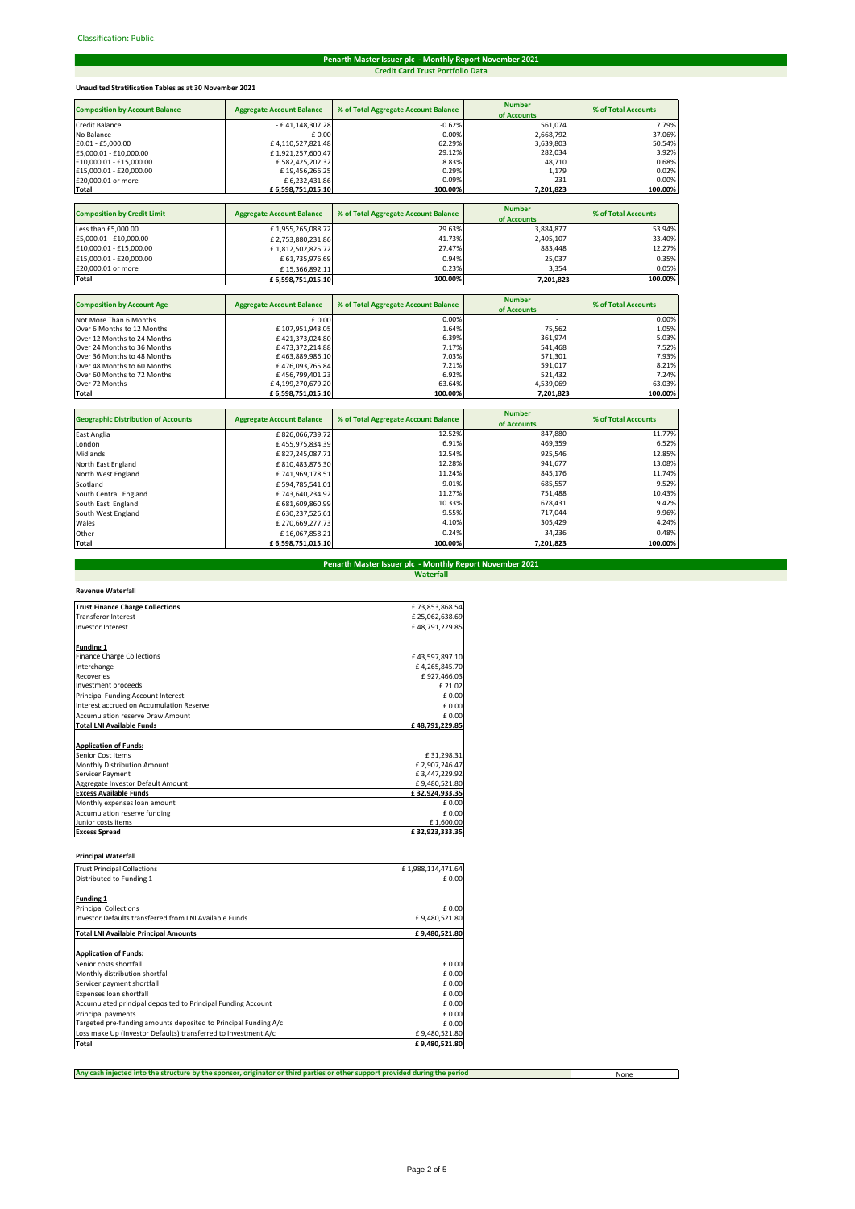Classification: Public

## Penarth Master Issuer plc - Monthly Report November 2021

### Credit Card Trust Portfolio Data

**Unaudited Stratification Tables as at 30 November 2021**

| Composition by Account Balance | Aggregate Account Balance | % of Total Aggregate Account Balance | Number of Accounts | % of Total Accounts |
|---|---|---|---|---|
| Credit Balance | - £ 41,148,307.28 | -0.62% | 561,074 | 7.79% |
| No Balance | £ 0.00 | 0.00% | 2,668,792 | 37.06% |
| £0.01 - £5,000.00 | £ 4,110,527,821.48 | 62.29% | 3,639,803 | 50.54% |
| £5,000.01 - £10,000.00 | £ 1,921,257,600.47 | 29.12% | 282,034 | 3.92% |
| £10,000.01 - £15,000.00 | £ 582,425,202.32 | 8.83% | 48,710 | 0.68% |
| £15,000.01 - £20,000.00 | £ 19,456,266.25 | 0.29% | 1,179 | 0.02% |
| £20,000.01 or more | £ 6,232,431.86 | 0.09% | 231 | 0.00% |
| **Total** | **£ 6,598,751,015.10** | **100.00%** | **7,201,823** | **100.00%** |

| Composition by Credit Limit | Aggregate Account Balance | % of Total Aggregate Account Balance | Number of Accounts | % of Total Accounts |
|---|---|---|---|---|
| Less than £5,000.00 | £ 1,955,265,088.72 | 29.63% | 3,884,877 | 53.94% |
| £5,000.01 - £10,000.00 | £ 2,753,880,231.86 | 41.73% | 2,405,107 | 33.40% |
| £10,000.01 - £15,000.00 | £ 1,812,502,825.72 | 27.47% | 883,448 | 12.27% |
| £15,000.01 - £20,000.00 | £ 61,735,976.69 | 0.94% | 25,037 | 0.35% |
| £20,000.01 or more | £ 15,366,892.11 | 0.23% | 3,354 | 0.05% |
| **Total** | **£ 6,598,751,015.10** | **100.00%** | **7,201,823** | **100.00%** |

| Composition by Account Age | Aggregate Account Balance | % of Total Aggregate Account Balance | Number of Accounts | % of Total Accounts |
|---|---|---|---|---|
| Not More Than 6 Months | £ 0.00 | 0.00% | - | 0.00% |
| Over 6 Months to 12 Months | £ 107,951,943.05 | 1.64% | 75,562 | 1.05% |
| Over 12 Months to 24 Months | £ 421,373,024.80 | 6.39% | 361,974 | 5.03% |
| Over 24 Months to 36 Months | £ 473,372,214.88 | 7.17% | 541,468 | 7.52% |
| Over 36 Months to 48 Months | £ 463,889,986.10 | 7.03% | 571,301 | 7.93% |
| Over 48 Months to 60 Months | £ 476,093,765.84 | 7.21% | 591,017 | 8.21% |
| Over 60 Months to 72 Months | £ 456,799,401.23 | 6.92% | 521,432 | 7.24% |
| Over 72 Months | £ 4,199,270,679.20 | 63.64% | 4,539,069 | 63.03% |
| **Total** | **£ 6,598,751,015.10** | **100.00%** | **7,201,823** | **100.00%** |

| Geographic Distribution of Accounts | Aggregate Account Balance | % of Total Aggregate Account Balance | Number of Accounts | % of Total Accounts |
|---|---|---|---|---|
| East Anglia | £ 826,066,739.72 | 12.52% | 847,880 | 11.77% |
| London | £ 455,975,834.39 | 6.91% | 469,359 | 6.52% |
| Midlands | £ 827,245,087.71 | 12.54% | 925,546 | 12.85% |
| North East England | £ 810,483,875.30 | 12.28% | 941,677 | 13.08% |
| North West England | £ 741,969,178.51 | 11.24% | 845,176 | 11.74% |
| Scotland | £ 594,785,541.01 | 9.01% | 685,557 | 9.52% |
| South Central England | £ 743,640,234.92 | 11.27% | 751,488 | 10.43% |
| South East England | £ 681,609,860.99 | 10.33% | 678,431 | 9.42% |
| South West England | £ 630,237,526.61 | 9.55% | 717,044 | 9.96% |
| Wales | £ 270,669,277.73 | 4.10% | 305,429 | 4.24% |
| Other | £ 16,067,858.21 | 0.24% | 34,236 | 0.48% |
| **Total** | **£ 6,598,751,015.10** | **100.00%** | **7,201,823** | **100.00%** |

## Penarth Master Issuer plc - Monthly Report November 2021

### Waterfall

**Revenue Waterfall**

| | |
|---|---|
| **Trust Finance Charge Collections** | £ 73,853,868.54 |
| Transferor Interest | £ 25,062,638.69 |
| Investor Interest | £ 48,791,229.85 |
| | |
| **Funding 1** | |
| Finance Charge Collections | £ 43,597,897.10 |
| Interchange | £ 4,265,845.70 |
| Recoveries | £ 927,466.03 |
| Investment proceeds | £ 21.02 |
| Principal Funding Account Interest | £ 0.00 |
| Interest accrued on Accumulation Reserve | £ 0.00 |
| Accumulation reserve Draw Amount | £ 0.00 |
| **Total LNI Available Funds** | **£ 48,791,229.85** |
| | |
| **Application of Funds:** | |
| Senior Cost Items | £ 31,298.31 |
| Monthly Distribution Amount | £ 2,907,246.47 |
| Servicer Payment | £ 3,447,229.92 |
| Aggregate Investor Default Amount | £ 9,480,521.80 |
| **Excess Available Funds** | **£ 32,924,933.35** |
| Monthly expenses loan amount | £ 0.00 |
| Accumulation reserve funding | £ 0.00 |
| Junior costs items | £ 1,600.00 |
| **Excess Spread** | **£ 32,923,333.35** |

**Principal Waterfall**

| | |
|---|---|
| Trust Principal Collections | £ 1,988,114,471.64 |
| Distributed to Funding 1 | £ 0.00 |
| | |
| **Funding 1** | |
| Principal Collections | £ 0.00 |
| Investor Defaults transferred from LNI Available Funds | £ 9,480,521.80 |
| **Total LNI Available Principal Amounts** | **£ 9,480,521.80** |
| | |
| **Application of Funds:** | |
| Senior costs shortfall | £ 0.00 |
| Monthly distribution shortfall | £ 0.00 |
| Servicer payment shortfall | £ 0.00 |
| Expenses loan shortfall | £ 0.00 |
| Accumulated principal deposited to Principal Funding Account | £ 0.00 |
| Principal payments | £ 0.00 |
| Targeted pre-funding amounts deposited to Principal Funding A/c | £ 0.00 |
| Loss make Up (Investor Defaults) transferred to Investment A/c | £ 9,480,521.80 |
| **Total** | **£ 9,480,521.80** |

| | |
|---|---|
| **Any cash injected into the structure by the sponsor, originator or third parties or other support provided during the period** | None |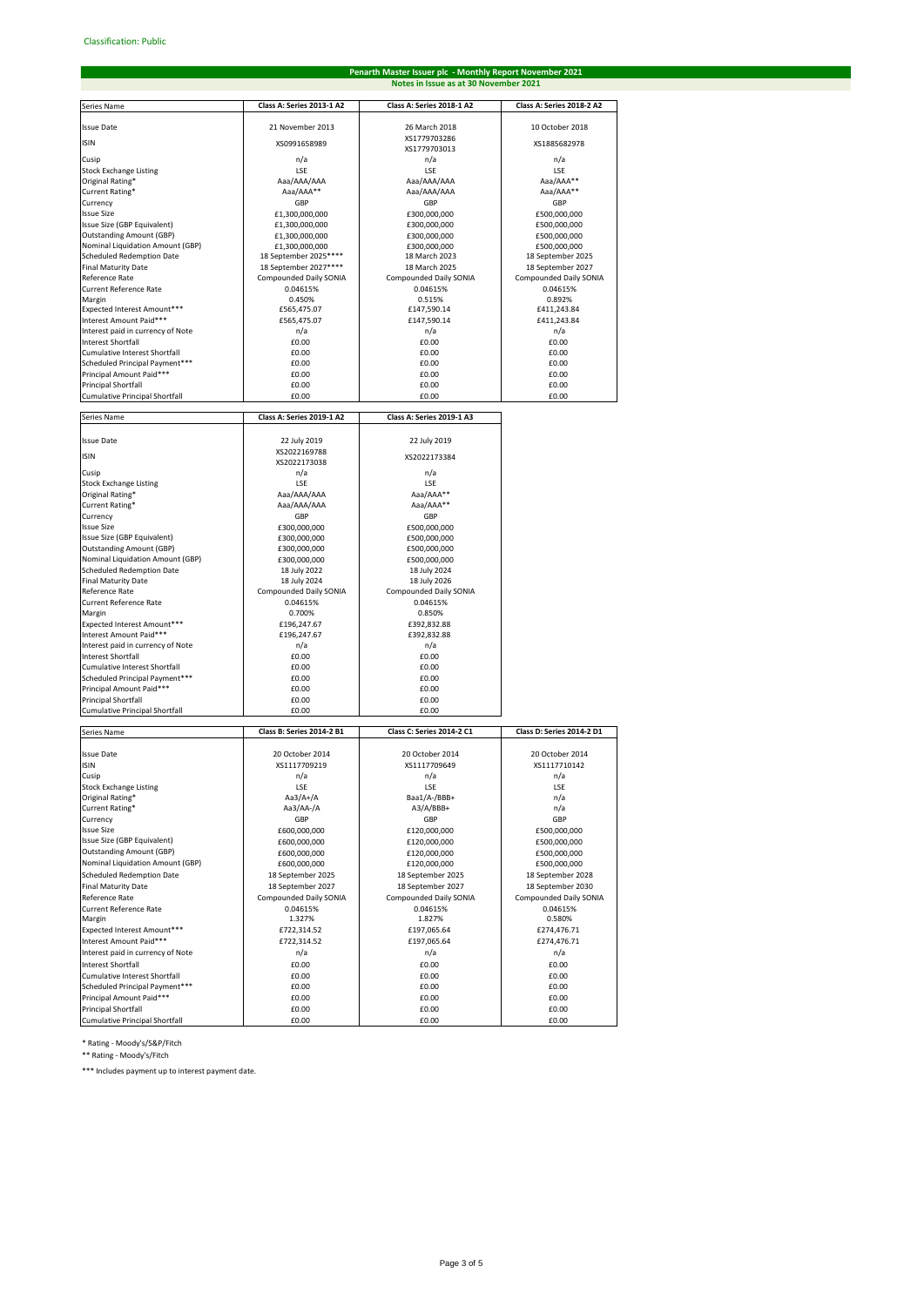Classification: Public

## Penarth Master Issuer plc - Monthly Report November 2021

### Notes in Issue as at 30 November 2021

| Series Name | Class A: Series 2013-1 A2 | Class A: Series 2018-1 A2 | Class A: Series 2018-2 A2 |
|---|---|---|---|
| Issue Date | 21 November 2013 | 26 March 2018 | 10 October 2018 |
| ISIN | XS0991658989 | XS1779703286 XS1779703013 | XS1885682978 |
| Cusip | n/a | n/a | n/a |
| Stock Exchange Listing | LSE | LSE | LSE |
| Original Rating* | Aaa/AAA/AAA | Aaa/AAA/AAA | Aaa/AAA** |
| Current Rating* | Aaa/AAA** | Aaa/AAA/AAA | Aaa/AAA** |
| Currency | GBP | GBP | GBP |
| Issue Size | £1,300,000,000 | £300,000,000 | £500,000,000 |
| Issue Size (GBP Equivalent) | £1,300,000,000 | £300,000,000 | £500,000,000 |
| Outstanding Amount (GBP) | £1,300,000,000 | £300,000,000 | £500,000,000 |
| Nominal Liquidation Amount (GBP) | £1,300,000,000 | £300,000,000 | £500,000,000 |
| Scheduled Redemption Date | 18 September 2025**** | 18 March 2023 | 18 September 2025 |
| Final Maturity Date | 18 September 2027**** | 18 March 2025 | 18 September 2027 |
| Reference Rate | Compounded Daily SONIA | Compounded Daily SONIA | Compounded Daily SONIA |
| Current Reference Rate | 0.04615% | 0.04615% | 0.04615% |
| Margin | 0.450% | 0.515% | 0.892% |
| Expected Interest Amount*** | £565,475.07 | £147,590.14 | £411,243.84 |
| Interest Amount Paid*** | £565,475.07 | £147,590.14 | £411,243.84 |
| Interest paid in currency of Note | n/a | n/a | n/a |
| Interest Shortfall | £0.00 | £0.00 | £0.00 |
| Cumulative Interest Shortfall | £0.00 | £0.00 | £0.00 |
| Scheduled Principal Payment*** | £0.00 | £0.00 | £0.00 |
| Principal Amount Paid*** | £0.00 | £0.00 | £0.00 |
| Principal Shortfall | £0.00 | £0.00 | £0.00 |
| Cumulative Principal Shortfall | £0.00 | £0.00 | £0.00 |

| Series Name | Class A: Series 2019-1 A2 | Class A: Series 2019-1 A3 |
|---|---|---|
| Issue Date | 22 July 2019 | 22 July 2019 |
| ISIN | XS2022169788 XS2022173038 | XS2022173384 |
| Cusip | n/a | n/a |
| Stock Exchange Listing | LSE | LSE |
| Original Rating* | Aaa/AAA/AAA | Aaa/AAA** |
| Current Rating* | Aaa/AAA/AAA | Aaa/AAA** |
| Currency | GBP | GBP |
| Issue Size | £300,000,000 | £500,000,000 |
| Issue Size (GBP Equivalent) | £300,000,000 | £500,000,000 |
| Outstanding Amount (GBP) | £300,000,000 | £500,000,000 |
| Nominal Liquidation Amount (GBP) | £300,000,000 | £500,000,000 |
| Scheduled Redemption Date | 18 July 2022 | 18 July 2024 |
| Final Maturity Date | 18 July 2024 | 18 July 2026 |
| Reference Rate | Compounded Daily SONIA | Compounded Daily SONIA |
| Current Reference Rate | 0.04615% | 0.04615% |
| Margin | 0.700% | 0.850% |
| Expected Interest Amount*** | £196,247.67 | £392,832.88 |
| Interest Amount Paid*** | £196,247.67 | £392,832.88 |
| Interest paid in currency of Note | n/a | n/a |
| Interest Shortfall | £0.00 | £0.00 |
| Cumulative Interest Shortfall | £0.00 | £0.00 |
| Scheduled Principal Payment*** | £0.00 | £0.00 |
| Principal Amount Paid*** | £0.00 | £0.00 |
| Principal Shortfall | £0.00 | £0.00 |
| Cumulative Principal Shortfall | £0.00 | £0.00 |

| Series Name | Class B: Series 2014-2 B1 | Class C: Series 2014-2 C1 | Class D: Series 2014-2 D1 |
|---|---|---|---|
| Issue Date | 20 October 2014 | 20 October 2014 | 20 October 2014 |
| ISIN | XS1117709219 | XS1117709649 | XS1117710142 |
| Cusip | n/a | n/a | n/a |
| Stock Exchange Listing | LSE | LSE | LSE |
| Original Rating* | Aa3/A+/A | Baa1/A-/BBB+ | n/a |
| Current Rating* | Aa3/AA-/A | A3/A/BBB+ | n/a |
| Currency | GBP | GBP | GBP |
| Issue Size | £600,000,000 | £120,000,000 | £500,000,000 |
| Issue Size (GBP Equivalent) | £600,000,000 | £120,000,000 | £500,000,000 |
| Outstanding Amount (GBP) | £600,000,000 | £120,000,000 | £500,000,000 |
| Nominal Liquidation Amount (GBP) | £600,000,000 | £120,000,000 | £500,000,000 |
| Scheduled Redemption Date | 18 September 2025 | 18 September 2025 | 18 September 2028 |
| Final Maturity Date | 18 September 2027 | 18 September 2027 | 18 September 2030 |
| Reference Rate | Compounded Daily SONIA | Compounded Daily SONIA | Compounded Daily SONIA |
| Current Reference Rate | 0.04615% | 0.04615% | 0.04615% |
| Margin | 1.327% | 1.827% | 0.580% |
| Expected Interest Amount*** | £722,314.52 | £197,065.64 | £274,476.71 |
| Interest Amount Paid*** | £722,314.52 | £197,065.64 | £274,476.71 |
| Interest paid in currency of Note | n/a | n/a | n/a |
| Interest Shortfall | £0.00 | £0.00 | £0.00 |
| Cumulative Interest Shortfall | £0.00 | £0.00 | £0.00 |
| Scheduled Principal Payment*** | £0.00 | £0.00 | £0.00 |
| Principal Amount Paid*** | £0.00 | £0.00 | £0.00 |
| Principal Shortfall | £0.00 | £0.00 | £0.00 |
| Cumulative Principal Shortfall | £0.00 | £0.00 | £0.00 |

* Rating - Moody's/S&P/Fitch

** Rating - Moody's/Fitch

*** Includes payment up to interest payment date.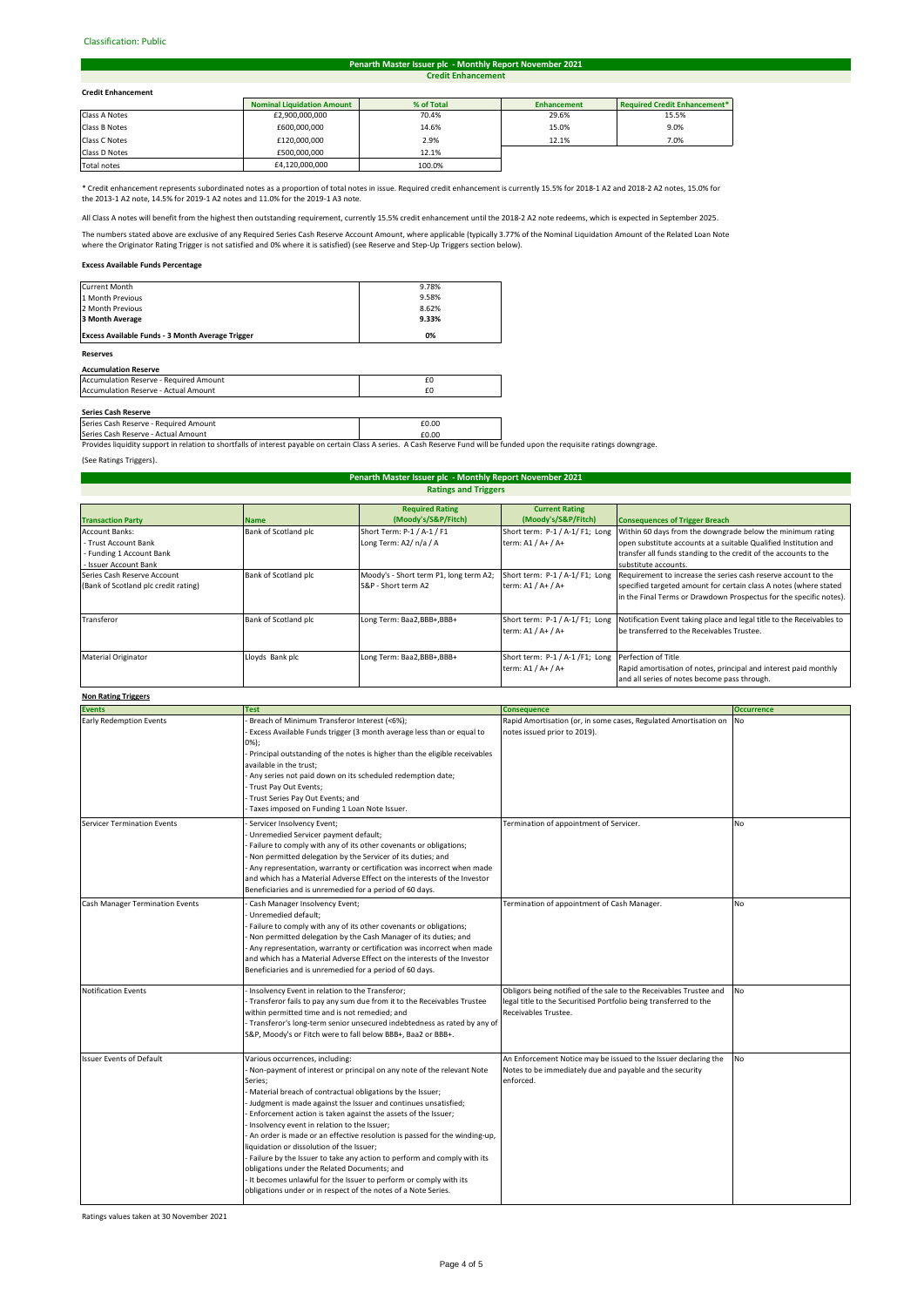Classification: Public

## Penarth Master Issuer plc - Monthly Report November 2021

### Credit Enhancement

**Credit Enhancement**

| | Nominal Liquidation Amount | % of Total | Enhancement | Required Credit Enhancement* |
|---|---|---|---|---|
| Class A Notes | £2,900,000,000 | 70.4% | 29.6% | 15.5% |
| Class B Notes | £600,000,000 | 14.6% | 15.0% | 9.0% |
| Class C Notes | £120,000,000 | 2.9% | 12.1% | 7.0% |
| Class D Notes | £500,000,000 | 12.1% | | |
| Total notes | £4,120,000,000 | 100.0% | | |

* Credit enhancement represents subordinated notes as a proportion of total notes in issue. Required credit enhancement is currently 15.5% for 2018-1 A2 and 2018-2 A2 notes, 15.0% for the 2013-1 A2 note, 14.5% for 2019-1 A2 notes and 11.0% for the 2019-1 A3 note.

All Class A notes will benefit from the highest then outstanding requirement, currently 15.5% credit enhancement until the 2018-2 A2 note redeems, which is expected in September 2025.

The numbers stated above are exclusive of any Required Series Cash Reserve Account Amount, where applicable (typically 3.77% of the Nominal Liquidation Amount of the Related Loan Note where the Originator Rating Trigger is not satisfied and 0% where it is satisfied) (see Reserve and Step-Up Triggers section below).

**Excess Available Funds Percentage**

| | |
|---|---|
| Current Month | 9.78% |
| 1 Month Previous | 9.58% |
| 2 Month Previous | 8.62% |
| **3 Month Average** | **9.33%** |
| **Excess Available Funds - 3 Month Average Trigger** | **0%** |

**Reserves**

**Accumulation Reserve**

| | |
|---|---|
| Accumulation Reserve - Required Amount | £0 |
| Accumulation Reserve - Actual Amount | £0 |

**Series Cash Reserve**

| | |
|---|---|
| Series Cash Reserve - Required Amount | £0.00 |
| Series Cash Reserve - Actual Amount | £0.00 |

Provides liquidity support in relation to shortfalls of interest payable on certain Class A series. A Cash Reserve Fund will be funded upon the requisite ratings downgrage.

(See Ratings Triggers).

## Penarth Master Issuer plc - Monthly Report November 2021

### Ratings and Triggers

| Transaction Party | Name | Required Rating (Moody's/S&P/Fitch) | Current Rating (Moody's/S&P/Fitch) | Consequences of Trigger Breach |
|---|---|---|---|---|
| Account Banks: - Trust Account Bank - Funding 1 Account Bank - Issuer Account Bank | Bank of Scotland plc | Short Term: P-1 / A-1 / F1 Long Term: A2/ n/a / A | Short term: P-1 / A-1/ F1; Long term: A1 / A+ / A+ | Within 60 days from the downgrade below the minimum rating open substitute accounts at a suitable Qualified Institution and transfer all funds standing to the credit of the accounts to the substitute accounts. |
| Series Cash Reserve Account (Bank of Scotland plc credit rating) | Bank of Scotland plc | Moody's - Short term P1, long term A2; S&P - Short term A2 | Short term: P-1 / A-1/ F1; Long term: A1 / A+ / A+ | Requirement to increase the series cash reserve account to the specified targeted amount for certain class A notes (where stated in the Final Terms or Drawdown Prospectus for the specific notes). |
| Transferor | Bank of Scotland plc | Long Term: Baa2,BBB+,BBB+ | Short term: P-1 / A-1/ F1; Long term: A1 / A+ / A+ | Notification Event taking place and legal title to the Receivables to be transferred to the Receivables Trustee. |
| Material Originator | Lloyds Bank plc | Long Term: Baa2,BBB+,BBB+ | Short term: P-1 / A-1 /F1; Long term: A1 / A+ / A+ | Perfection of Title Rapid amortisation of notes, principal and interest paid monthly and all series of notes become pass through. |

**Non Rating Triggers**

| Events | Test | Consequence | Occurrence |
|---|---|---|---|
| Early Redemption Events | - Breach of Minimum Transferor Interest (<6%); - Excess Available Funds trigger (3 month average less than or equal to 0%); - Principal outstanding of the notes is higher than the eligible receivables available in the trust; - Any series not paid down on its scheduled redemption date; - Trust Pay Out Events; - Trust Series Pay Out Events; and - Taxes imposed on Funding 1 Loan Note Issuer. | Rapid Amortisation (or, in some cases, Regulated Amortisation on notes issued prior to 2019). | No |
| Servicer Termination Events | - Servicer Insolvency Event; - Unremedied Servicer payment default; - Failure to comply with any of its other covenants or obligations; - Non permitted delegation by the Servicer of its duties; and - Any representation, warranty or certification was incorrect when made and which has a Material Adverse Effect on the interests of the Investor Beneficiaries and is unremedied for a period of 60 days. | Termination of appointment of Servicer. | No |
| Cash Manager Termination Events | - Cash Manager Insolvency Event; - Unremedied default; - Failure to comply with any of its other covenants or obligations; - Non permitted delegation by the Cash Manager of its duties; and - Any representation, warranty or certification was incorrect when made and which has a Material Adverse Effect on the interests of the Investor Beneficiaries and is unremedied for a period of 60 days. | Termination of appointment of Cash Manager. | No |
| Notification Events | - Insolvency Event in relation to the Transferor; - Transferor fails to pay any sum due from it to the Receivables Trustee within permitted time and is not remedied; and - Transferor's long-term senior unsecured indebtedness as rated by any of S&P, Moody's or Fitch were to fall below BBB+, Baa2 or BBB+. | Obligors being notified of the sale to the Receivables Trustee and legal title to the Securitised Portfolio being transferred to the Receivables Trustee. | No |
| Issuer Events of Default | Various occurrences, including: - Non-payment of interest or principal on any note of the relevant Note Series; - Material breach of contractual obligations by the Issuer; - Judgment is made against the Issuer and continues unsatisfied; - Enforcement action is taken against the assets of the Issuer; - Insolvency event in relation to the Issuer; - An order is made or an effective resolution is passed for the winding-up, liquidation or dissolution of the Issuer; - Failure by the Issuer to take any action to perform and comply with its obligations under the Related Documents; and - It becomes unlawful for the Issuer to perform or comply with its obligations under or in respect of the notes of a Note Series. | An Enforcement Notice may be issued to the Issuer declaring the Notes to be immediately due and payable and the security enforced. | No |

Ratings values taken at 30 November 2021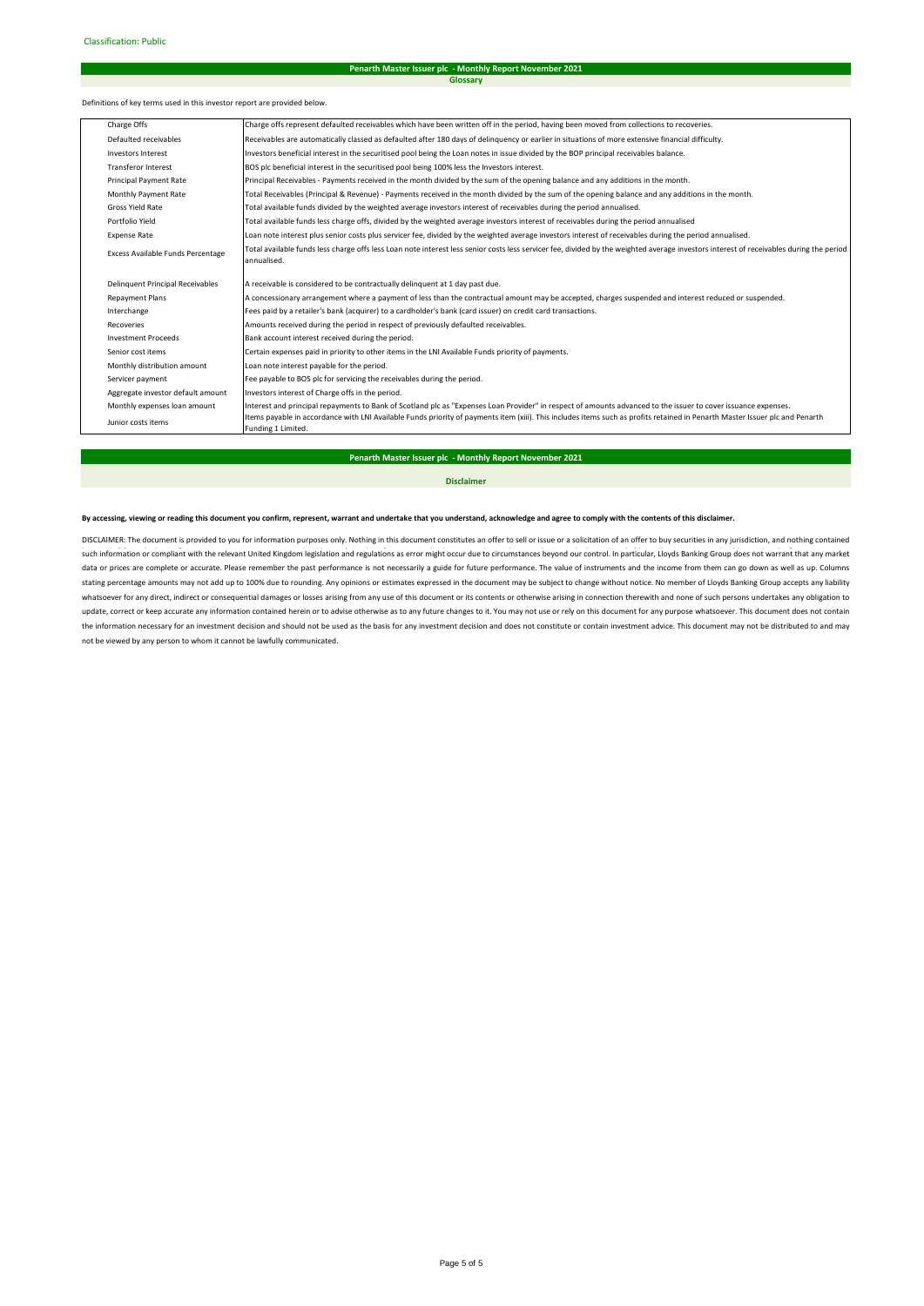Classification: Public

## Penarth Master Issuer plc - Monthly Report November 2021

### Glossary

Definitions of key terms used in this investor report are provided below.

| | |
|---|---|
| Charge Offs | Charge offs represent defaulted receivables which have been written off in the period, having been moved from collections to recoveries. |
| Defaulted receivables | Receivables are automatically classed as defaulted after 180 days of delinquency or earlier in situations of more extensive financial difficulty. |
| Investors Interest | Investors beneficial interest in the securitised pool being the Loan notes in issue divided by the BOP principal receivables balance. |
| Transferor Interest | BOS plc beneficial interest in the securitised pool being 100% less the Investors interest. |
| Principal Payment Rate | Principal Receivables - Payments received in the month divided by the sum of the opening balance and any additions in the month. |
| Monthly Payment Rate | Total Receivables (Principal & Revenue) - Payments received in the month divided by the sum of the opening balance and any additions in the month. |
| Gross Yield Rate | Total available funds divided by the weighted average investors interest of receivables during the period annualised. |
| Portfolio Yield | Total available funds less charge offs, divided by the weighted average investors interest of receivables during the period annualised |
| Expense Rate | Loan note interest plus senior costs plus servicer fee, divided by the weighted average investors interest of receivables during the period annualised. |
| Excess Available Funds Percentage | Total available funds less charge offs less Loan note interest less senior costs less servicer fee, divided by the weighted average investors interest of receivables during the period annualised. |
| Delinquent Principal Receivables | A receivable is considered to be contractually delinquent at 1 day past due. |
| Repayment Plans | A concessionary arrangement where a payment of less than the contractual amount may be accepted, charges suspended and interest reduced or suspended. |
| Interchange | Fees paid by a retailer's bank (acquirer) to a cardholder's bank (card issuer) on credit card transactions. |
| Recoveries | Amounts received during the period in respect of previously defaulted receivables. |
| Investment Proceeds | Bank account interest received during the period. |
| Senior cost items | Certain expenses paid in priority to other items in the LNI Available Funds priority of payments. |
| Monthly distribution amount | Loan note interest payable for the period. |
| Servicer payment | Fee payable to BOS plc for servicing the receivables during the period. |
| Aggregate investor default amount | Investors interest of Charge offs in the period. |
| Monthly expenses loan amount | Interest and principal repayments to Bank of Scotland plc as "Expenses Loan Provider" in respect of amounts advanced to the issuer to cover issuance expenses. |
| Junior costs items | Items payable in accordance with LNI Available Funds priority of payments item (xiii). This includes items such as profits retained in Penarth Master Issuer plc and Penarth Funding 1 Limited. |

## Penarth Master Issuer plc - Monthly Report November 2021

### Disclaimer

**By accessing, viewing or reading this document you confirm, represent, warrant and undertake that you understand, acknowledge and agree to comply with the contents of this disclaimer.**

DISCLAIMER: The document is provided to you for information purposes only. Nothing in this document constitutes an offer to sell or issue or a solicitation of an offer to buy securities in any jurisdiction, and nothing contained such information or compliant with the relevant United Kingdom legislation and regulations as error might occur due to circumstances beyond our control. In particular, Lloyds Banking Group does not warrant that any market data or prices are complete or accurate. Please remember the past performance is not necessarily a guide for future performance. The value of instruments and the income from them can go down as well as up. Columns stating percentage amounts may not add up to 100% due to rounding. Any opinions or estimates expressed in the document may be subject to change without notice. No member of Lloyds Banking Group accepts any liability whatsoever for any direct, indirect or consequential damages or losses arising from any use of this document or its contents or otherwise arising in connection therewith and none of such persons undertakes any obligation to update, correct or keep accurate any information contained herein or to advise otherwise as to any future changes to it. You may not use or rely on this document for any purpose whatsoever. This document does not contain the information necessary for an investment decision and should not be used as the basis for any investment decision and does not constitute or contain investment advice. This document may not be distributed to and may not be viewed by any person to whom it cannot be lawfully communicated.